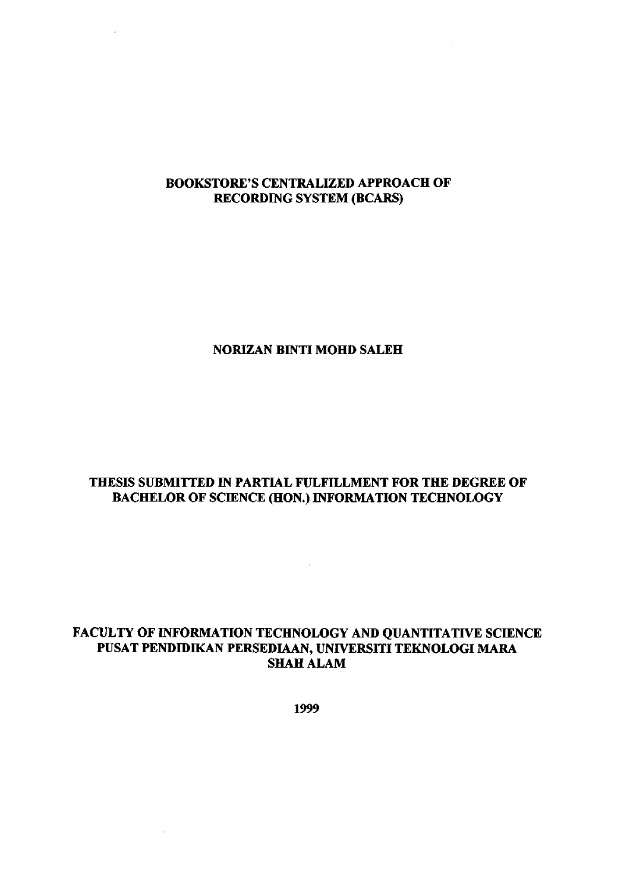# BOOKSTORE'S CENTRALIZED APPROACH OF RECORDING SYSTEM (BCARS)

**NORIZAN BINTI MOHD SALEH**

**THESIS SUBMITTED IN PARTIAL FULFILLMENT FOR THE DEGREE OF BACHELOR OF SCIENCE (HON.) INFORMATION TECHNOLOGY**

**FACULTY OF INFORMATION TECHNOLOGY AND QUANTITATIVE SCIENCE**
**PUSAT PENDIDIKAN PERSEDIAAN, UNIVERSITI TEKNOLOGI MARA**
**SHAH ALAM**

**1999**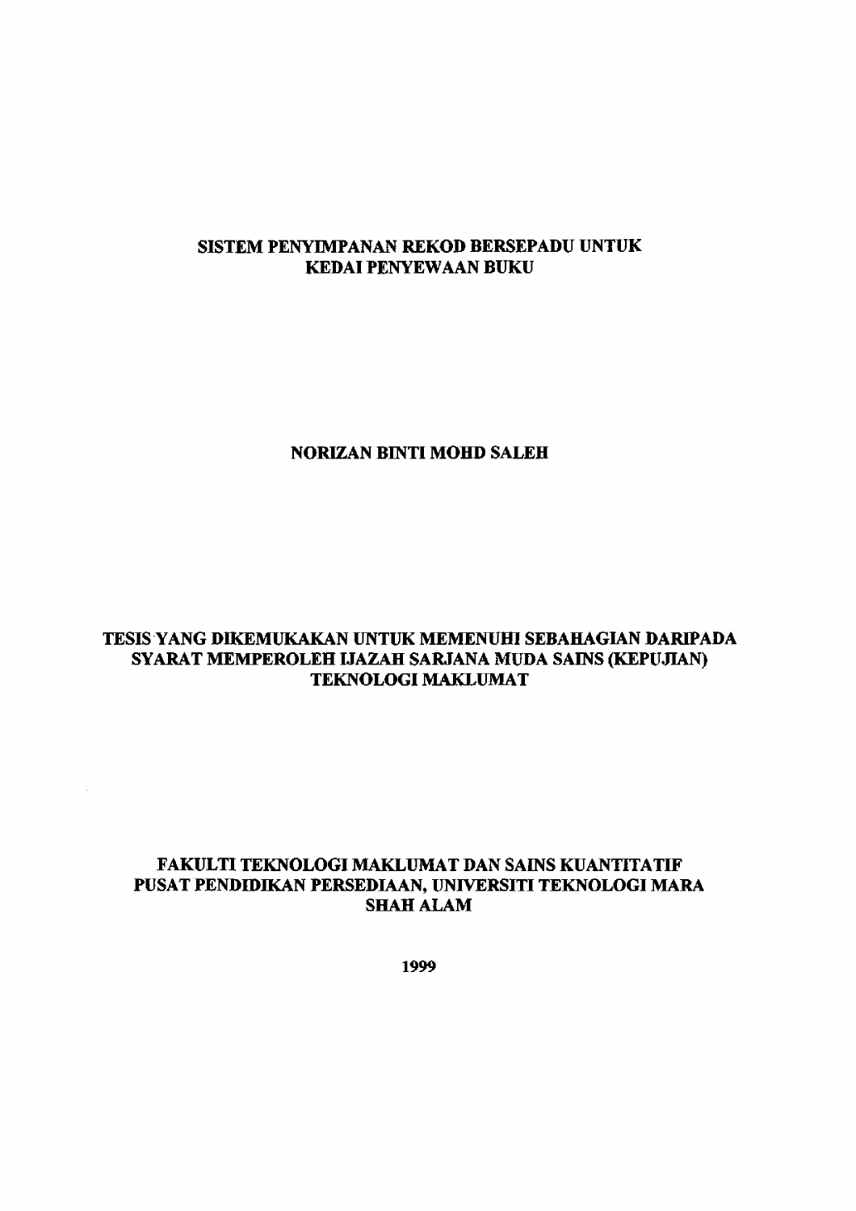**SISTEM PENYIMPANAN REKOD BERSEPADU UNTUK KEDAI PENYEWAAN BUKU**

**NORIZAN BINTI MOHD SALEH**

**TESIS YANG DIKEMUKAKAN UNTUK MEMENUHI SEBAHAGIAN DARIPADA SYARAT MEMPEROLEH IJAZAH SARJANA MUDA SAINS (KEPUJIAN) TEKNOLOGI MAKLUMAT**

**FAKULTI TEKNOLOGI MAKLUMAT DAN SAINS KUANTITATIF**
**PUSAT PENDIDIKAN PERSEDIAAN, UNIVERSITI TEKNOLOGI MARA**
**SHAH ALAM**

**1999**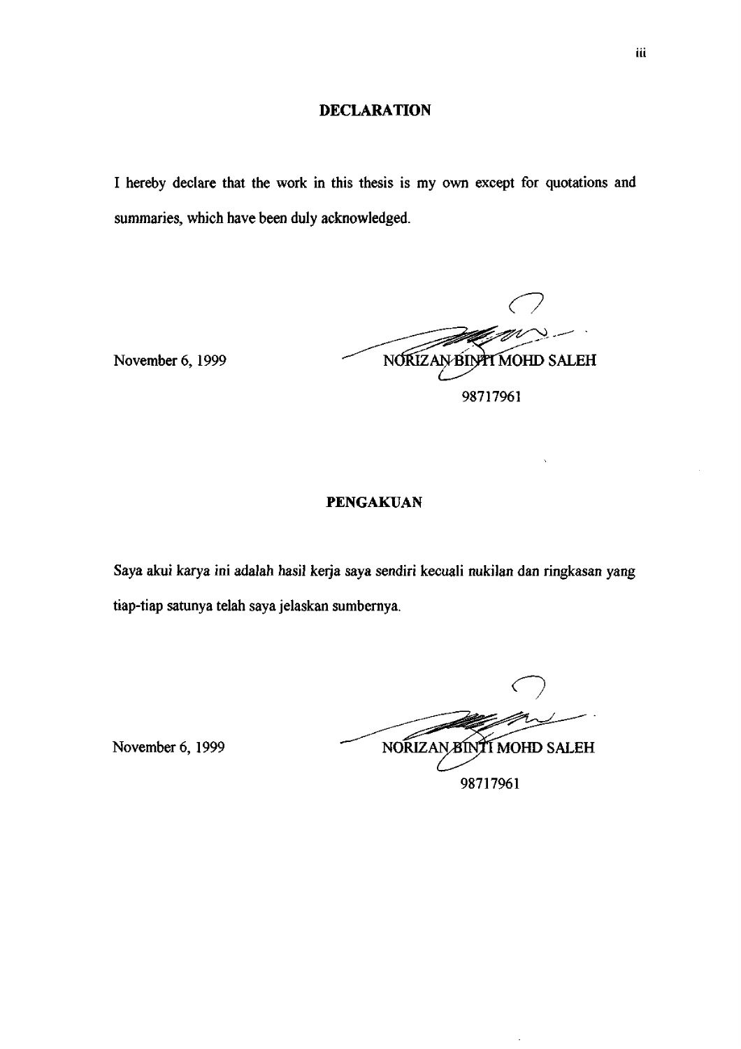## DECLARATION

I hereby declare that the work in this thesis is my own except for quotations and summaries, which have been duly acknowledged.

November 6, 1999

NORIZAN BINTI MOHD SALEH

98717961

## PENGAKUAN

Saya akui karya ini adalah hasil kerja saya sendiri kecuali nukilan dan ringkasan yang tiap-tiap satunya telah saya jelaskan sumbernya.

November 6, 1999

NORIZAN BINTI MOHD SALEH

98717961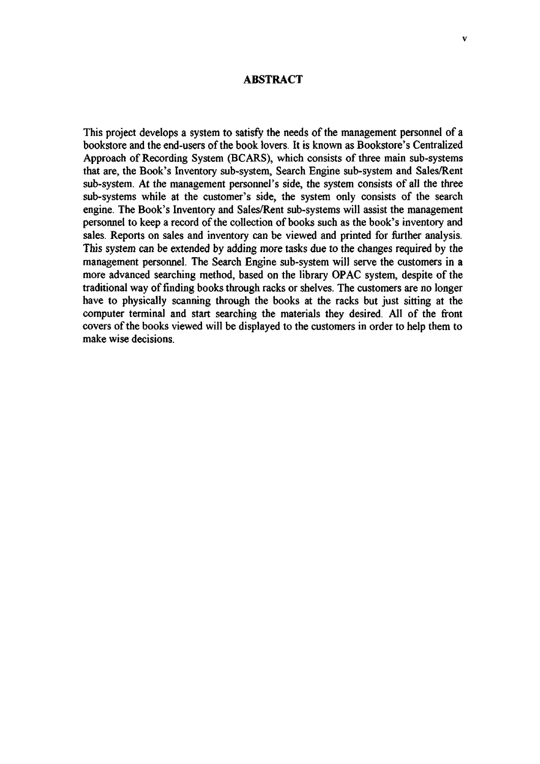# ABSTRACT

This project develops a system to satisfy the needs of the management personnel of a bookstore and the end-users of the book lovers. It is known as Bookstore's Centralized Approach of Recording System (BCARS), which consists of three main sub-systems that are, the Book's Inventory sub-system, Search Engine sub-system and Sales/Rent sub-system. At the management personnel's side, the system consists of all the three sub-systems while at the customer's side, the system only consists of the search engine. The Book's Inventory and Sales/Rent sub-systems will assist the management personnel to keep a record of the collection of books such as the book's inventory and sales. Reports on sales and inventory can be viewed and printed for further analysis. This system can be extended by adding more tasks due to the changes required by the management personnel. The Search Engine sub-system will serve the customers in a more advanced searching method, based on the library OPAC system, despite of the traditional way of finding books through racks or shelves. The customers are no longer have to physically scanning through the books at the racks but just sitting at the computer terminal and start searching the materials they desired. All of the front covers of the books viewed will be displayed to the customers in order to help them to make wise decisions.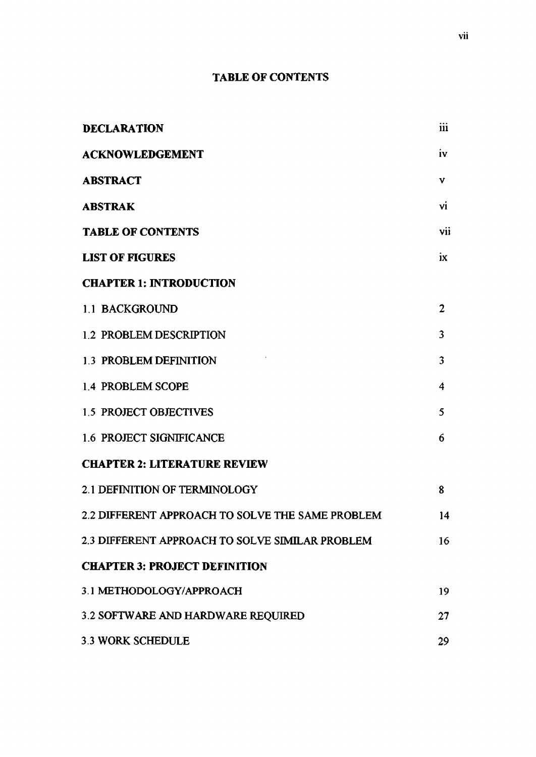# TABLE OF CONTENTS

| | |
|---|---|
| **DECLARATION** | iii |
| **ACKNOWLEDGEMENT** | iv |
| **ABSTRACT** | v |
| **ABSTRAK** | vi |
| **TABLE OF CONTENTS** | vii |
| **LIST OF FIGURES** | ix |
| **CHAPTER 1: INTRODUCTION** | |
| 1.1 BACKGROUND | 2 |
| 1.2 PROBLEM DESCRIPTION | 3 |
| 1.3 PROBLEM DEFINITION | 3 |
| 1.4 PROBLEM SCOPE | 4 |
| 1.5 PROJECT OBJECTIVES | 5 |
| 1.6 PROJECT SIGNIFICANCE | 6 |
| **CHAPTER 2: LITERATURE REVIEW** | |
| 2.1 DEFINITION OF TERMINOLOGY | 8 |
| 2.2 DIFFERENT APPROACH TO SOLVE THE SAME PROBLEM | 14 |
| 2.3 DIFFERENT APPROACH TO SOLVE SIMILAR PROBLEM | 16 |
| **CHAPTER 3: PROJECT DEFINITION** | |
| 3.1 METHODOLOGY/APPROACH | 19 |
| 3.2 SOFTWARE AND HARDWARE REQUIRED | 27 |
| 3.3 WORK SCHEDULE | 29 |